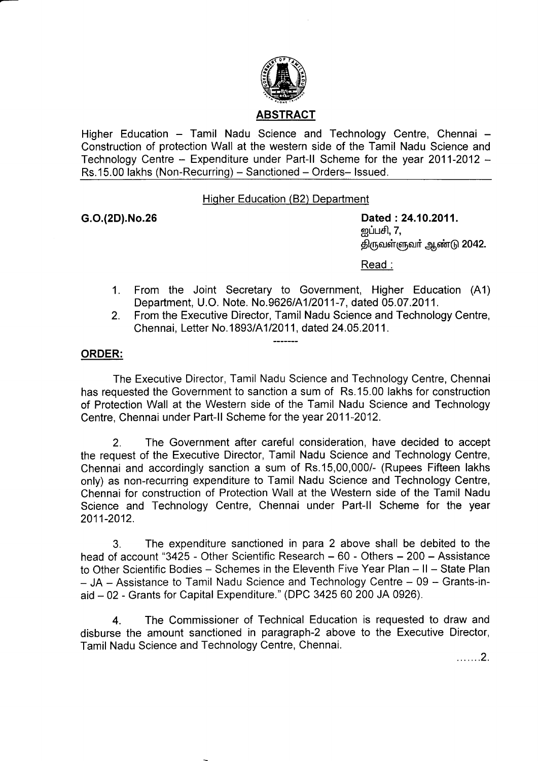## ABSTRACT

Higher Education – Tamil Nadu Science and Technology Centre, Chennai – Construction of protection Wall at the western side of the Tamil Nadu Science and Technology Centre – Expenditure under Part-II Scheme for the year 2011-2012 – Rs.15.00 lakhs (Non-Recurring) – Sanctioned – Orders– Issued.

Higher Education (B2) Department

**G.O.(2D).No.26**

**Dated : 24.10.2011.**
**ஐப்பசி, 7,**
**திருவள்ளுவர் ஆண்டு 2042.**

Read :

1. From the Joint Secretary to Government, Higher Education (A1) Department, U.O. Note. No.9626/A1/2011-7, dated 05.07.2011.
2. From the Executive Director, Tamil Nadu Science and Technology Centre, Chennai, Letter No.1893/A1/2011, dated 24.05.2011.

-------

**ORDER:**

The Executive Director, Tamil Nadu Science and Technology Centre, Chennai has requested the Government to sanction a sum of Rs.15.00 lakhs for construction of Protection Wall at the Western side of the Tamil Nadu Science and Technology Centre, Chennai under Part-II Scheme for the year 2011-2012.

2. The Government after careful consideration, have decided to accept the request of the Executive Director, Tamil Nadu Science and Technology Centre, Chennai and accordingly sanction a sum of Rs.15,00,000/- (Rupees Fifteen lakhs only) as non-recurring expenditure to Tamil Nadu Science and Technology Centre, Chennai for construction of Protection Wall at the Western side of the Tamil Nadu Science and Technology Centre, Chennai under Part-II Scheme for the year 2011-2012.

3. The expenditure sanctioned in para 2 above shall be debited to the head of account "3425 - Other Scientific Research – 60 - Others – 200 – Assistance to Other Scientific Bodies – Schemes in the Eleventh Five Year Plan – II – State Plan – JA – Assistance to Tamil Nadu Science and Technology Centre – 09 – Grants-in-aid – 02 - Grants for Capital Expenditure." (DPC 3425 60 200 JA 0926).

4. The Commissioner of Technical Education is requested to draw and disburse the amount sanctioned in paragraph-2 above to the Executive Director, Tamil Nadu Science and Technology Centre, Chennai.

.......2.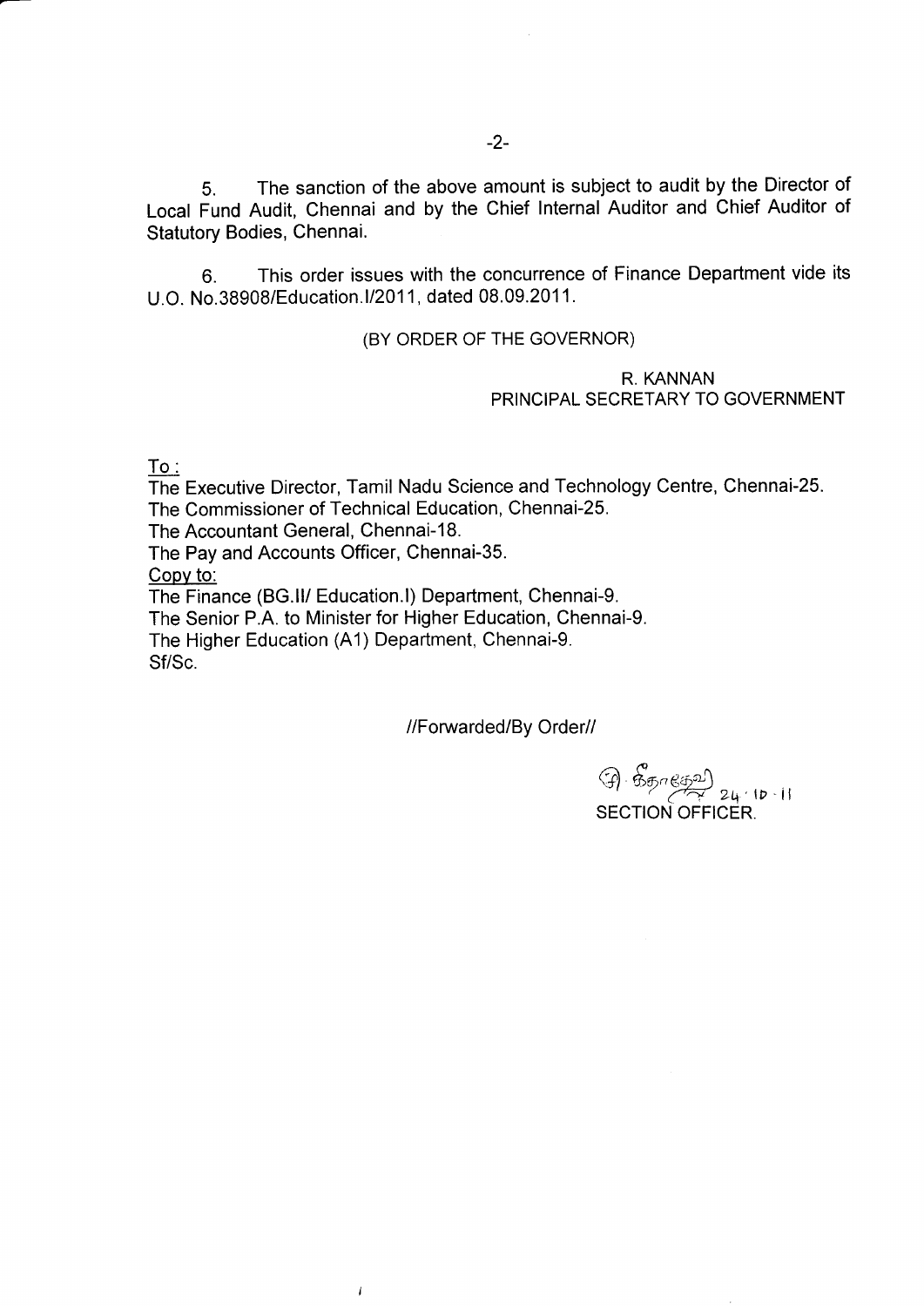5. The sanction of the above amount is subject to audit by the Director of Local Fund Audit, Chennai and by the Chief Internal Auditor and Chief Auditor of Statutory Bodies, Chennai.

6. This order issues with the concurrence of Finance Department vide its U.O. No.38908/Education.I/2011, dated 08.09.2011.

(BY ORDER OF THE GOVERNOR)

R. KANNAN
PRINCIPAL SECRETARY TO GOVERNMENT

To :
The Executive Director, Tamil Nadu Science and Technology Centre, Chennai-25.
The Commissioner of Technical Education, Chennai-25.
The Accountant General, Chennai-18.
The Pay and Accounts Officer, Chennai-35.
Copy to:
The Finance (BG.II/ Education.I) Department, Chennai-9.
The Senior P.A. to Minister for Higher Education, Chennai-9.
The Higher Education (A1) Department, Chennai-9.
Sf/Sc.

//Forwarded/By Order//

ஜி. கீதாதேவி 24.10.11
SECTION OFFICER.